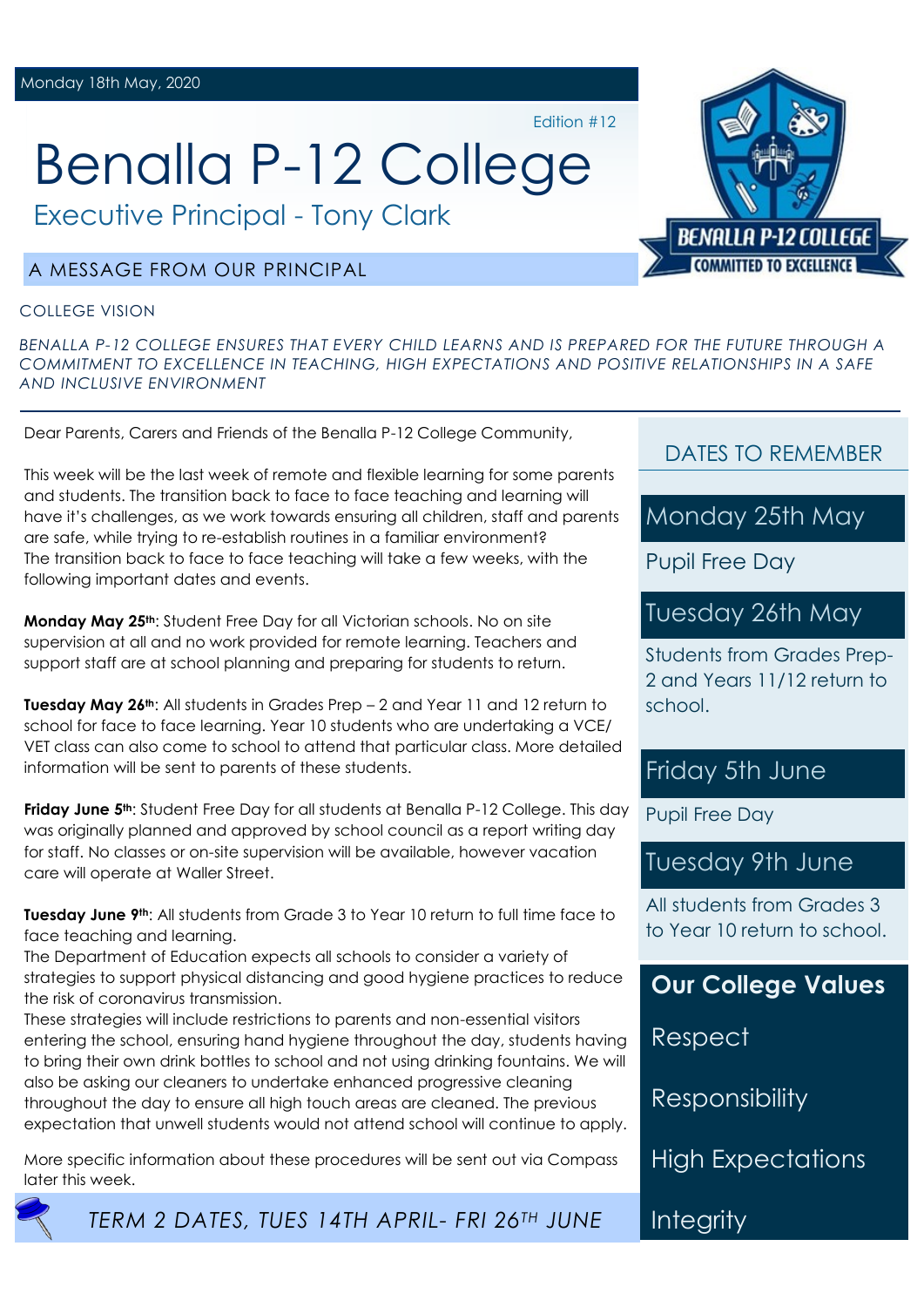Monday 18th May, 2020

Edition #12

# Benalla P-12 College

## Executive Principal - Tony Clark

BENALLA P-12 COLLEGE
COMMITTED TO EXCELLENCE

## A MESSAGE FROM OUR PRINCIPAL

COLLEGE VISION

*BENALLA P-12 COLLEGE ENSURES THAT EVERY CHILD LEARNS AND IS PREPARED FOR THE FUTURE THROUGH A COMMITMENT TO EXCELLENCE IN TEACHING, HIGH EXPECTATIONS AND POSITIVE RELATIONSHIPS IN A SAFE AND INCLUSIVE ENVIRONMENT*

---

Dear Parents, Carers and Friends of the Benalla P-12 College Community,

This week will be the last week of remote and flexible learning for some parents and students. The transition back to face to face teaching and learning will have it's challenges, as we work towards ensuring all children, staff and parents are safe, while trying to re-establish routines in a familiar environment? The transition back to face to face teaching will take a few weeks, with the following important dates and events.

**Monday May 25th**: Student Free Day for all Victorian schools. No on site supervision at all and no work provided for remote learning. Teachers and support staff are at school planning and preparing for students to return.

**Tuesday May 26th**: All students in Grades Prep – 2 and Year 11 and 12 return to school for face to face learning. Year 10 students who are undertaking a VCE/ VET class can also come to school to attend that particular class. More detailed information will be sent to parents of these students.

**Friday June 5th**: Student Free Day for all students at Benalla P-12 College. This day was originally planned and approved by school council as a report writing day for staff. No classes or on-site supervision will be available, however vacation care will operate at Waller Street.

**Tuesday June 9th**: All students from Grade 3 to Year 10 return to full time face to face teaching and learning.
The Department of Education expects all schools to consider a variety of strategies to support physical distancing and good hygiene practices to reduce the risk of coronavirus transmission.
These strategies will include restrictions to parents and non-essential visitors entering the school, ensuring hand hygiene throughout the day, students having to bring their own drink bottles to school and not using drinking fountains. We will also be asking our cleaners to undertake enhanced progressive cleaning throughout the day to ensure all high touch areas are cleaned. The previous expectation that unwell students would not attend school will continue to apply.

More specific information about these procedures will be sent out via Compass later this week.

*TERM 2 DATES, TUES 14TH APRIL- FRI 26TH JUNE*

## DATES TO REMEMBER

### Monday 25th May

Pupil Free Day

### Tuesday 26th May

Students from Grades Prep-2 and Years 11/12 return to school.

### Friday 5th June

Pupil Free Day

### Tuesday 9th June

All students from Grades 3 to Year 10 return to school.

## Our College Values

Respect

Responsibility

High Expectations

Integrity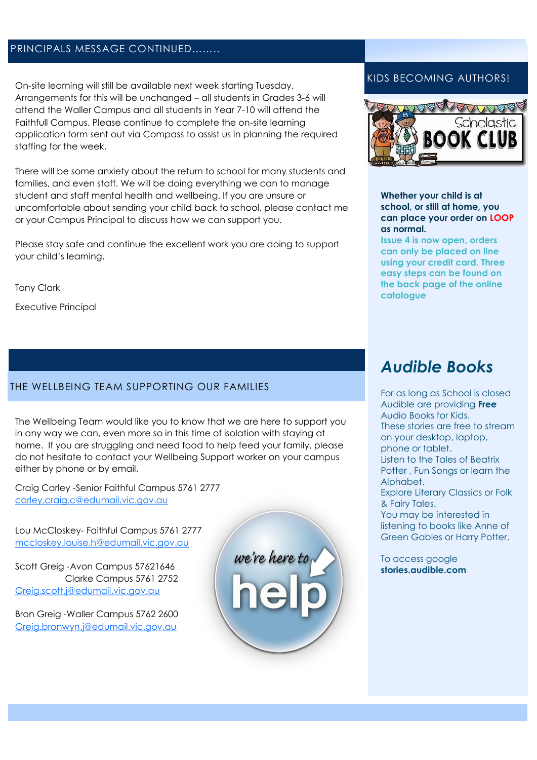## PRINCIPALS MESSAGE CONTINUED........

On-site learning will still be available next week starting Tuesday. Arrangements for this will be unchanged – all students in Grades 3-6 will attend the Waller Campus and all students in Year 7-10 will attend the Faithfull Campus. Please continue to complete the on-site learning application form sent out via Compass to assist us in planning the required staffing for the week.

There will be some anxiety about the return to school for many students and families, and even staff. We will be doing everything we can to manage student and staff mental health and wellbeing. If you are unsure or uncomfortable about sending your child back to school, please contact me or your Campus Principal to discuss how we can support you.

Please stay safe and continue the excellent work you are doing to support your child's learning.

Tony Clark

Executive Principal

## THE WELLBEING TEAM SUPPORTING OUR FAMILIES

The Wellbeing Team would like you to know that we are here to support you in any way we can, even more so in this time of isolation with staying at home. If you are struggling and need food to help feed your family, please do not hesitate to contact your Wellbeing Support worker on your campus either by phone or by email.

Craig Carley -Senior Faithful Campus 5761 2777
carley.craig.c@edumail.vic.gov.au

Lou McCloskey- Faithful Campus 5761 2777
mccloskey.louise.h@edumail.vic.gov.au

Scott Greig -Avon Campus 57621646
Clarke Campus 5761 2752
Greig.scott.j@edumail.vic.gov.au

Bron Greig -Waller Campus 5762 2600
Greig.bronwyn.j@edumail.vic.gov.au

we're here to help

## KIDS BECOMING AUTHORS!

Scholastic BOOK CLUB

**Whether your child is at school, or still at home, you can place your order on LOOP as normal.**

**Issue 4 is now open, orders can only be placed on line using your credit card. Three easy steps can be found on the back page of the online catalogue**

## *Audible Books*

For as long as School is closed Audible are providing **Free** Audio Books for Kids.
These stories are free to stream on your desktop, laptop, phone or tablet.
Listen to the Tales of Beatrix Potter , Fun Songs or learn the Alphabet.
Explore Literary Classics or Folk & Fairy Tales.
You may be interested in listening to books like Anne of Green Gables or Harry Potter.

To access google
**stories.audible.com**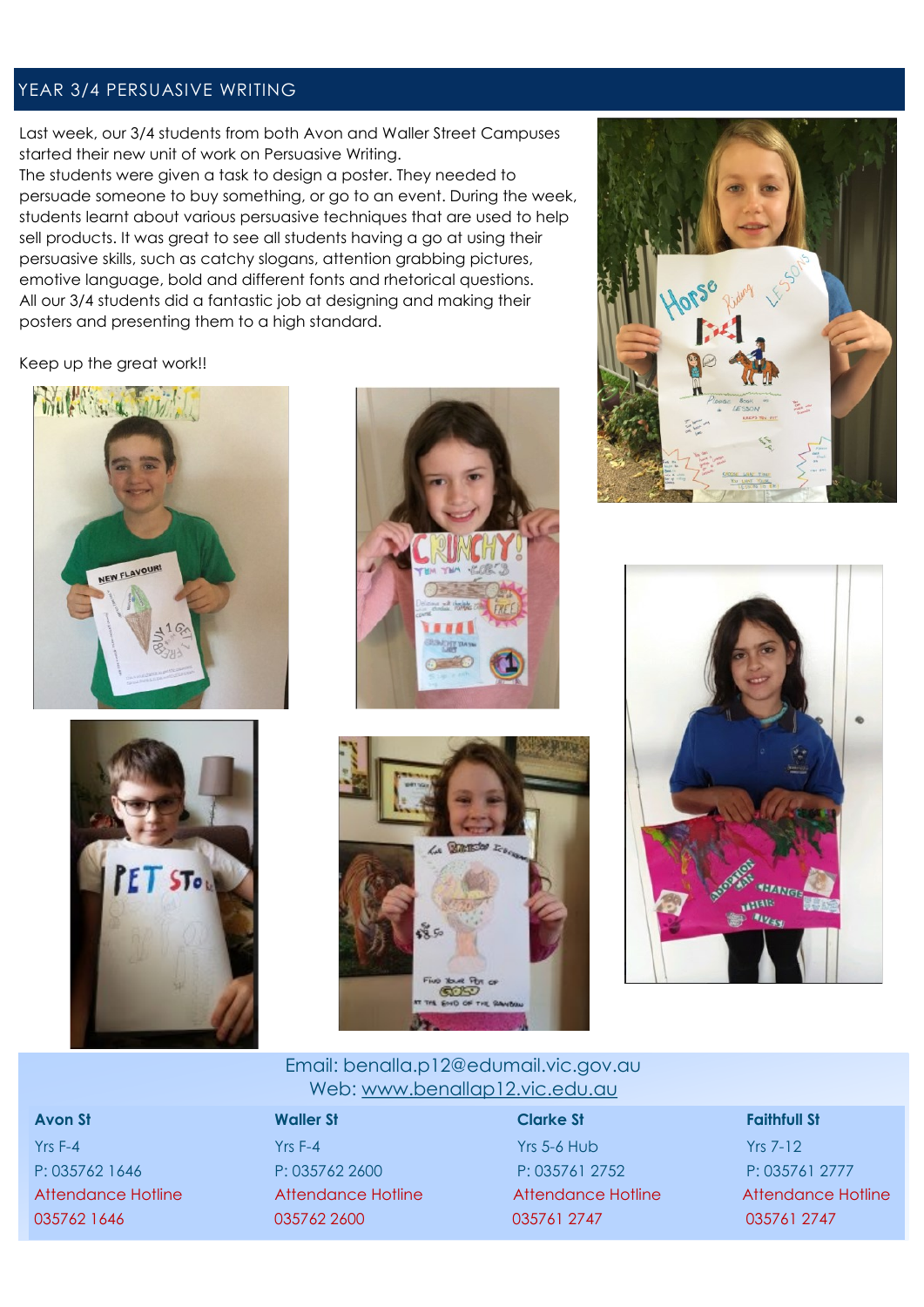## YEAR 3/4 PERSUASIVE WRITING

Last week, our 3/4 students from both Avon and Waller Street Campuses started their new unit of work on Persuasive Writing.
The students were given a task to design a poster. They needed to persuade someone to buy something, or go to an event. During the week, students learnt about various persuasive techniques that are used to help sell products. It was great to see all students having a go at using their persuasive skills, such as catchy slogans, attention grabbing pictures, emotive language, bold and different fonts and rhetorical questions.
All our 3/4 students did a fantastic job at designing and making their posters and presenting them to a high standard.

Keep up the great work!!

Email: benalla.p12@edumail.vic.gov.au
Web: www.benallap12.vic.edu.au

| Avon St | Waller St | Clarke St | Faithfull St |
|---|---|---|---|
| Yrs F-4 | Yrs F-4 | Yrs 5-6 Hub | Yrs 7-12 |
| P: 035762 1646 | P: 035762 2600 | P: 035761 2752 | P: 035761 2777 |
| Attendance Hotline | Attendance Hotline | Attendance Hotline | Attendance Hotline |
| 035762 1646 | 035762 2600 | 035761 2747 | 035761 2747 |